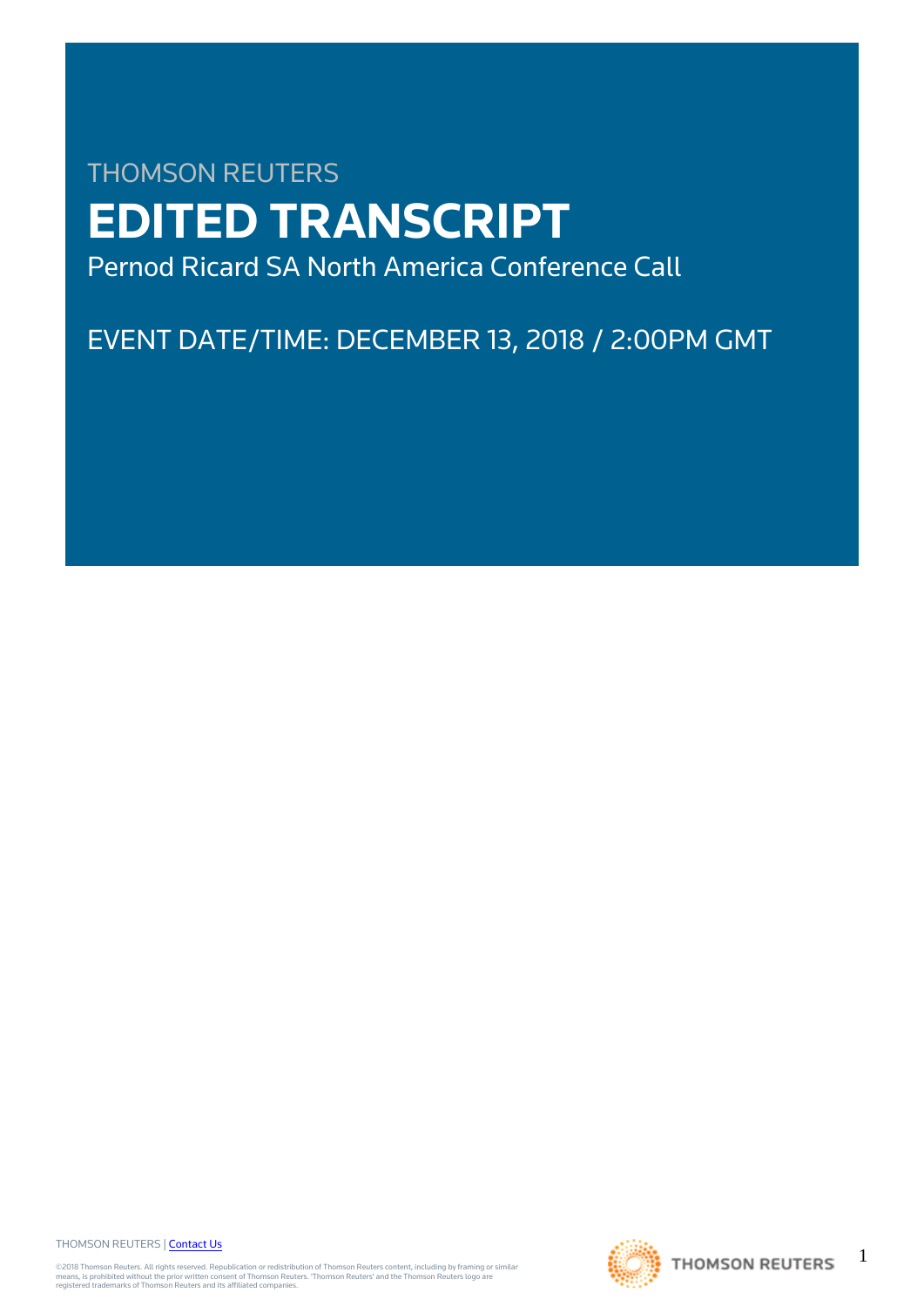THOMSON REUTERS

# EDITED TRANSCRIPT

Pernod Ricard SA North America Conference Call

EVENT DATE/TIME: DECEMBER 13, 2018 / 2:00PM GMT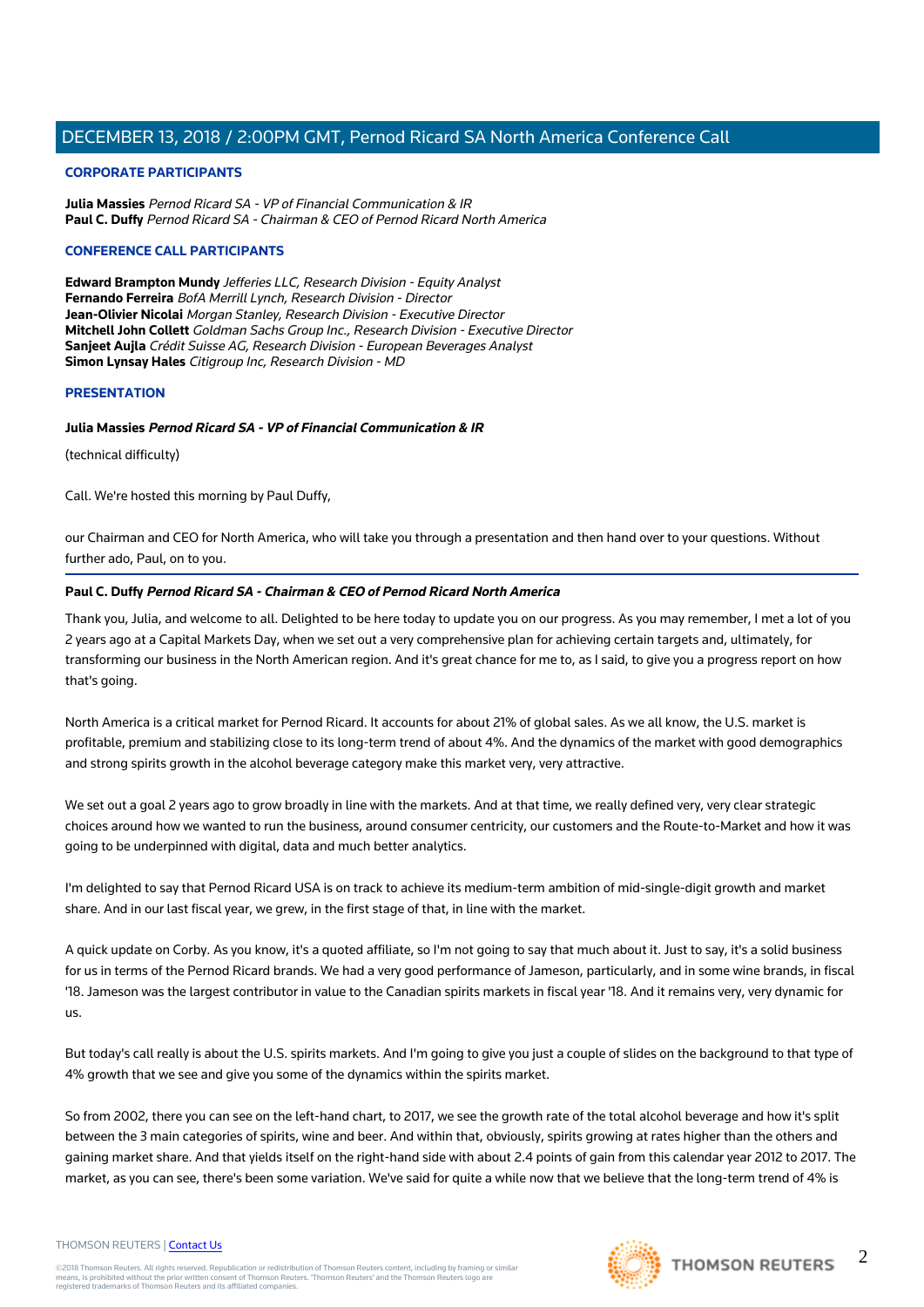## CORPORATE PARTICIPANTS

**Julia Massies** *Pernod Ricard SA - VP of Financial Communication & IR*
**Paul C. Duffy** *Pernod Ricard SA - Chairman & CEO of Pernod Ricard North America*

## CONFERENCE CALL PARTICIPANTS

**Edward Brampton Mundy** *Jefferies LLC, Research Division - Equity Analyst*
**Fernando Ferreira** *BofA Merrill Lynch, Research Division - Director*
**Jean-Olivier Nicolai** *Morgan Stanley, Research Division - Executive Director*
**Mitchell John Collett** *Goldman Sachs Group Inc., Research Division - Executive Director*
**Sanjeet Aujla** *Crédit Suisse AG, Research Division - European Beverages Analyst*
**Simon Lynsay Hales** *Citigroup Inc, Research Division - MD*

## PRESENTATION

**Julia Massies** ***Pernod Ricard SA - VP of Financial Communication & IR***

(technical difficulty)

Call. We're hosted this morning by Paul Duffy,

our Chairman and CEO for North America, who will take you through a presentation and then hand over to your questions. Without further ado, Paul, on to you.

---

**Paul C. Duffy** ***Pernod Ricard SA - Chairman & CEO of Pernod Ricard North America***

Thank you, Julia, and welcome to all. Delighted to be here today to update you on our progress. As you may remember, I met a lot of you 2 years ago at a Capital Markets Day, when we set out a very comprehensive plan for achieving certain targets and, ultimately, for transforming our business in the North American region. And it's great chance for me to, as I said, to give you a progress report on how that's going.

North America is a critical market for Pernod Ricard. It accounts for about 21% of global sales. As we all know, the U.S. market is profitable, premium and stabilizing close to its long-term trend of about 4%. And the dynamics of the market with good demographics and strong spirits growth in the alcohol beverage category make this market very, very attractive.

We set out a goal 2 years ago to grow broadly in line with the markets. And at that time, we really defined very, very clear strategic choices around how we wanted to run the business, around consumer centricity, our customers and the Route-to-Market and how it was going to be underpinned with digital, data and much better analytics.

I'm delighted to say that Pernod Ricard USA is on track to achieve its medium-term ambition of mid-single-digit growth and market share. And in our last fiscal year, we grew, in the first stage of that, in line with the market.

A quick update on Corby. As you know, it's a quoted affiliate, so I'm not going to say that much about it. Just to say, it's a solid business for us in terms of the Pernod Ricard brands. We had a very good performance of Jameson, particularly, and in some wine brands, in fiscal '18. Jameson was the largest contributor in value to the Canadian spirits markets in fiscal year '18. And it remains very, very dynamic for us.

But today's call really is about the U.S. spirits markets. And I'm going to give you just a couple of slides on the background to that type of 4% growth that we see and give you some of the dynamics within the spirits market.

So from 2002, there you can see on the left-hand chart, to 2017, we see the growth rate of the total alcohol beverage and how it's split between the 3 main categories of spirits, wine and beer. And within that, obviously, spirits growing at rates higher than the others and gaining market share. And that yields itself on the right-hand side with about 2.4 points of gain from this calendar year 2012 to 2017. The market, as you can see, there's been some variation. We've said for quite a while now that we believe that the long-term trend of 4% is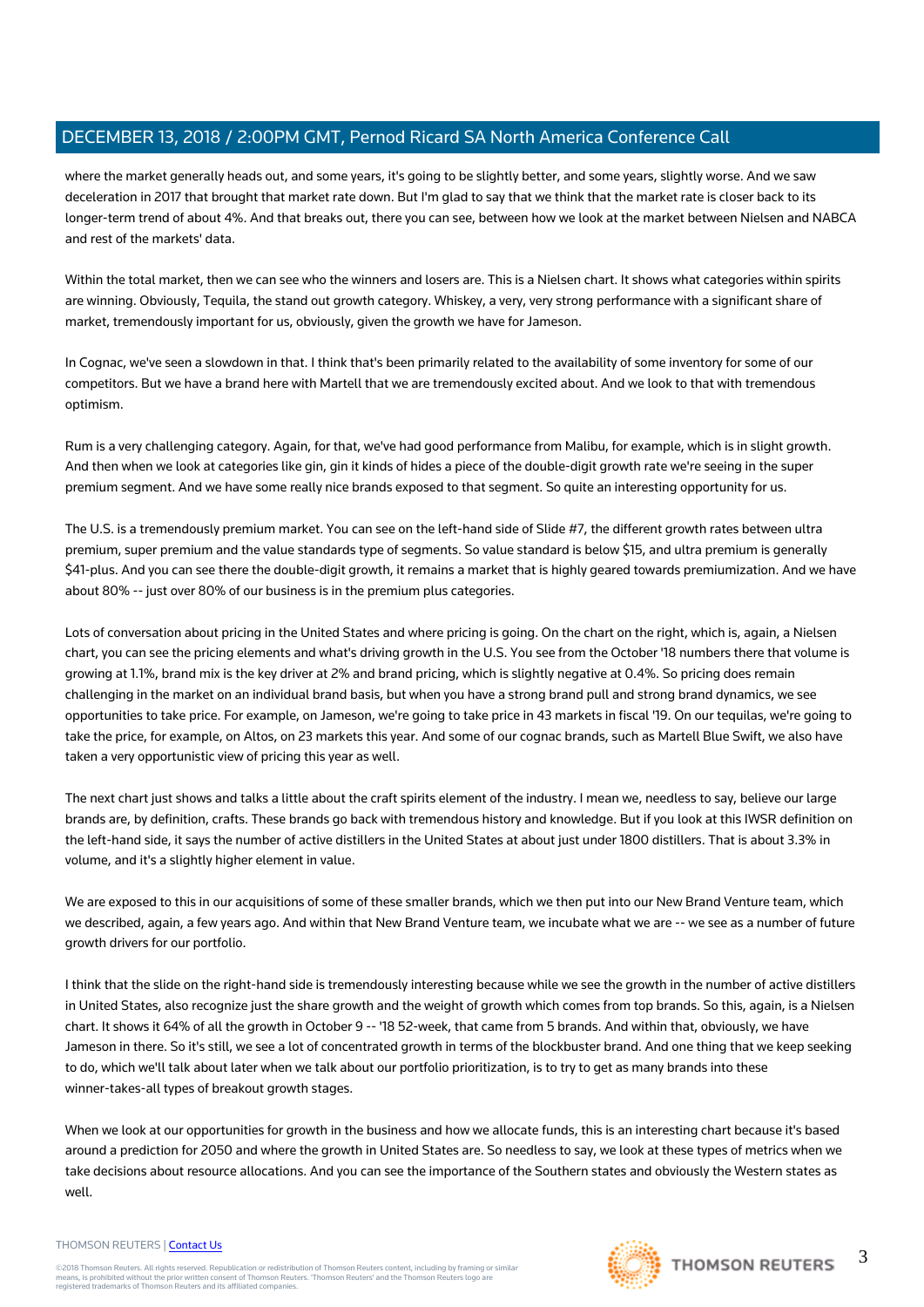where the market generally heads out, and some years, it's going to be slightly better, and some years, slightly worse. And we saw deceleration in 2017 that brought that market rate down. But I'm glad to say that we think that the market rate is closer back to its longer-term trend of about 4%. And that breaks out, there you can see, between how we look at the market between Nielsen and NABCA and rest of the markets' data.

Within the total market, then we can see who the winners and losers are. This is a Nielsen chart. It shows what categories within spirits are winning. Obviously, Tequila, the stand out growth category. Whiskey, a very, very strong performance with a significant share of market, tremendously important for us, obviously, given the growth we have for Jameson.

In Cognac, we've seen a slowdown in that. I think that's been primarily related to the availability of some inventory for some of our competitors. But we have a brand here with Martell that we are tremendously excited about. And we look to that with tremendous optimism.

Rum is a very challenging category. Again, for that, we've had good performance from Malibu, for example, which is in slight growth. And then when we look at categories like gin, gin it kinds of hides a piece of the double-digit growth rate we're seeing in the super premium segment. And we have some really nice brands exposed to that segment. So quite an interesting opportunity for us.

The U.S. is a tremendously premium market. You can see on the left-hand side of Slide #7, the different growth rates between ultra premium, super premium and the value standards type of segments. So value standard is below $15, and ultra premium is generally $41-plus. And you can see there the double-digit growth, it remains a market that is highly geared towards premiumization. And we have about 80% -- just over 80% of our business is in the premium plus categories.

Lots of conversation about pricing in the United States and where pricing is going. On the chart on the right, which is, again, a Nielsen chart, you can see the pricing elements and what's driving growth in the U.S. You see from the October '18 numbers there that volume is growing at 1.1%, brand mix is the key driver at 2% and brand pricing, which is slightly negative at 0.4%. So pricing does remain challenging in the market on an individual brand basis, but when you have a strong brand pull and strong brand dynamics, we see opportunities to take price. For example, on Jameson, we're going to take price in 43 markets in fiscal '19. On our tequilas, we're going to take the price, for example, on Altos, on 23 markets this year. And some of our cognac brands, such as Martell Blue Swift, we also have taken a very opportunistic view of pricing this year as well.

The next chart just shows and talks a little about the craft spirits element of the industry. I mean we, needless to say, believe our large brands are, by definition, crafts. These brands go back with tremendous history and knowledge. But if you look at this IWSR definition on the left-hand side, it says the number of active distillers in the United States at about just under 1800 distillers. That is about 3.3% in volume, and it's a slightly higher element in value.

We are exposed to this in our acquisitions of some of these smaller brands, which we then put into our New Brand Venture team, which we described, again, a few years ago. And within that New Brand Venture team, we incubate what we are -- we see as a number of future growth drivers for our portfolio.

I think that the slide on the right-hand side is tremendously interesting because while we see the growth in the number of active distillers in United States, also recognize just the share growth and the weight of growth which comes from top brands. So this, again, is a Nielsen chart. It shows it 64% of all the growth in October 9 -- '18 52-week, that came from 5 brands. And within that, obviously, we have Jameson in there. So it's still, we see a lot of concentrated growth in terms of the blockbuster brand. And one thing that we keep seeking to do, which we'll talk about later when we talk about our portfolio prioritization, is to try to get as many brands into these winner-takes-all types of breakout growth stages.

When we look at our opportunities for growth in the business and how we allocate funds, this is an interesting chart because it's based around a prediction for 2050 and where the growth in United States are. So needless to say, we look at these types of metrics when we take decisions about resource allocations. And you can see the importance of the Southern states and obviously the Western states as well.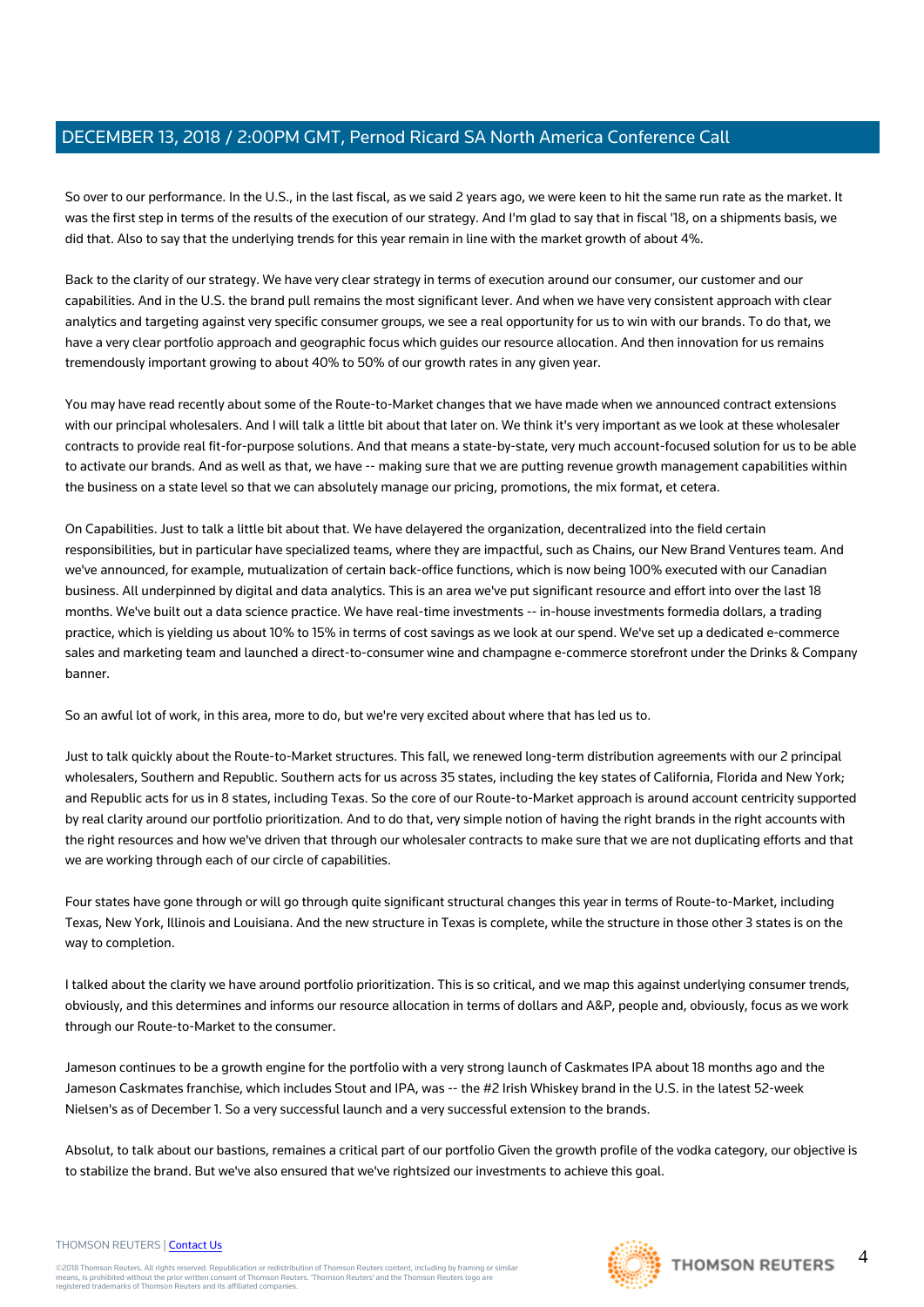So over to our performance. In the U.S., in the last fiscal, as we said 2 years ago, we were keen to hit the same run rate as the market. It was the first step in terms of the results of the execution of our strategy. And I'm glad to say that in fiscal '18, on a shipments basis, we did that. Also to say that the underlying trends for this year remain in line with the market growth of about 4%.

Back to the clarity of our strategy. We have very clear strategy in terms of execution around our consumer, our customer and our capabilities. And in the U.S. the brand pull remains the most significant lever. And when we have very consistent approach with clear analytics and targeting against very specific consumer groups, we see a real opportunity for us to win with our brands. To do that, we have a very clear portfolio approach and geographic focus which guides our resource allocation. And then innovation for us remains tremendously important growing to about 40% to 50% of our growth rates in any given year.

You may have read recently about some of the Route-to-Market changes that we have made when we announced contract extensions with our principal wholesalers. And I will talk a little bit about that later on. We think it's very important as we look at these wholesaler contracts to provide real fit-for-purpose solutions. And that means a state-by-state, very much account-focused solution for us to be able to activate our brands. And as well as that, we have -- making sure that we are putting revenue growth management capabilities within the business on a state level so that we can absolutely manage our pricing, promotions, the mix format, et cetera.

On Capabilities. Just to talk a little bit about that. We have delayered the organization, decentralized into the field certain responsibilities, but in particular have specialized teams, where they are impactful, such as Chains, our New Brand Ventures team. And we've announced, for example, mutualization of certain back-office functions, which is now being 100% executed with our Canadian business. All underpinned by digital and data analytics. This is an area we've put significant resource and effort into over the last 18 months. We've built out a data science practice. We have real-time investments -- in-house investments formedia dollars, a trading practice, which is yielding us about 10% to 15% in terms of cost savings as we look at our spend. We've set up a dedicated e-commerce sales and marketing team and launched a direct-to-consumer wine and champagne e-commerce storefront under the Drinks & Company banner.

So an awful lot of work, in this area, more to do, but we're very excited about where that has led us to.

Just to talk quickly about the Route-to-Market structures. This fall, we renewed long-term distribution agreements with our 2 principal wholesalers, Southern and Republic. Southern acts for us across 35 states, including the key states of California, Florida and New York; and Republic acts for us in 8 states, including Texas. So the core of our Route-to-Market approach is around account centricity supported by real clarity around our portfolio prioritization. And to do that, very simple notion of having the right brands in the right accounts with the right resources and how we've driven that through our wholesaler contracts to make sure that we are not duplicating efforts and that we are working through each of our circle of capabilities.

Four states have gone through or will go through quite significant structural changes this year in terms of Route-to-Market, including Texas, New York, Illinois and Louisiana. And the new structure in Texas is complete, while the structure in those other 3 states is on the way to completion.

I talked about the clarity we have around portfolio prioritization. This is so critical, and we map this against underlying consumer trends, obviously, and this determines and informs our resource allocation in terms of dollars and A&P, people and, obviously, focus as we work through our Route-to-Market to the consumer.

Jameson continues to be a growth engine for the portfolio with a very strong launch of Caskmates IPA about 18 months ago and the Jameson Caskmates franchise, which includes Stout and IPA, was -- the #2 Irish Whiskey brand in the U.S. in the latest 52-week Nielsen's as of December 1. So a very successful launch and a very successful extension to the brands.

Absolut, to talk about our bastions, remaines a critical part of our portfolio Given the growth profile of the vodka category, our objective is to stabilize the brand. But we've also ensured that we've rightsized our investments to achieve this goal.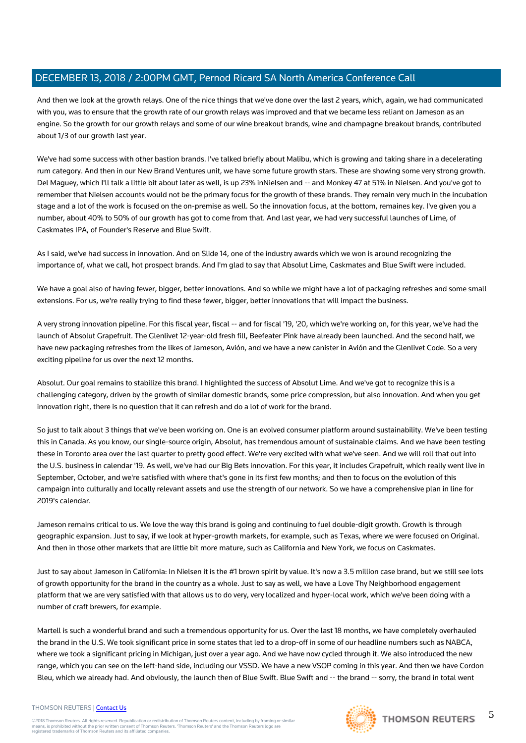And then we look at the growth relays. One of the nice things that we've done over the last 2 years, which, again, we had communicated with you, was to ensure that the growth rate of our growth relays was improved and that we became less reliant on Jameson as an engine. So the growth for our growth relays and some of our wine breakout brands, wine and champagne breakout brands, contributed about 1/3 of our growth last year.

We've had some success with other bastion brands. I've talked briefly about Malibu, which is growing and taking share in a decelerating rum category. And then in our New Brand Ventures unit, we have some future growth stars. These are showing some very strong growth. Del Maguey, which I'll talk a little bit about later as well, is up 23% inNielsen and -- and Monkey 47 at 51% in Nielsen. And you've got to remember that Nielsen accounts would not be the primary focus for the growth of these brands. They remain very much in the incubation stage and a lot of the work is focused on the on-premise as well. So the innovation focus, at the bottom, remaines key. I've given you a number, about 40% to 50% of our growth has got to come from that. And last year, we had very successful launches of Lime, of Caskmates IPA, of Founder's Reserve and Blue Swift.

As I said, we've had success in innovation. And on Slide 14, one of the industry awards which we won is around recognizing the importance of, what we call, hot prospect brands. And I'm glad to say that Absolut Lime, Caskmates and Blue Swift were included.

We have a goal also of having fewer, bigger, better innovations. And so while we might have a lot of packaging refreshes and some small extensions. For us, we're really trying to find these fewer, bigger, better innovations that will impact the business.

A very strong innovation pipeline. For this fiscal year, fiscal -- and for fiscal '19, '20, which we're working on, for this year, we've had the launch of Absolut Grapefruit. The Glenlivet 12-year-old fresh fill, Beefeater Pink have already been launched. And the second half, we have new packaging refreshes from the likes of Jameson, Avión, and we have a new canister in Avión and the Glenlivet Code. So a very exciting pipeline for us over the next 12 months.

Absolut. Our goal remains to stabilize this brand. I highlighted the success of Absolut Lime. And we've got to recognize this is a challenging category, driven by the growth of similar domestic brands, some price compression, but also innovation. And when you get innovation right, there is no question that it can refresh and do a lot of work for the brand.

So just to talk about 3 things that we've been working on. One is an evolved consumer platform around sustainability. We've been testing this in Canada. As you know, our single-source origin, Absolut, has tremendous amount of sustainable claims. And we have been testing these in Toronto area over the last quarter to pretty good effect. We're very excited with what we've seen. And we will roll that out into the U.S. business in calendar '19. As well, we've had our Big Bets innovation. For this year, it includes Grapefruit, which really went live in September, October, and we're satisfied with where that's gone in its first few months; and then to focus on the evolution of this campaign into culturally and locally relevant assets and use the strength of our network. So we have a comprehensive plan in line for 2019's calendar.

Jameson remains critical to us. We love the way this brand is going and continuing to fuel double-digit growth. Growth is through geographic expansion. Just to say, if we look at hyper-growth markets, for example, such as Texas, where we were focused on Original. And then in those other markets that are little bit more mature, such as California and New York, we focus on Caskmates.

Just to say about Jameson in California: In Nielsen it is the #1 brown spirit by value. It's now a 3.5 million case brand, but we still see lots of growth opportunity for the brand in the country as a whole. Just to say as well, we have a Love Thy Neighborhood engagement platform that we are very satisfied with that allows us to do very, very localized and hyper-local work, which we've been doing with a number of craft brewers, for example.

Martell is such a wonderful brand and such a tremendous opportunity for us. Over the last 18 months, we have completely overhauled the brand in the U.S. We took significant price in some states that led to a drop-off in some of our headline numbers such as NABCA, where we took a significant pricing in Michigan, just over a year ago. And we have now cycled through it. We also introduced the new range, which you can see on the left-hand side, including our VSSD. We have a new VSOP coming in this year. And then we have Cordon Bleu, which we already had. And obviously, the launch then of Blue Swift. Blue Swift and -- the brand -- sorry, the brand in total went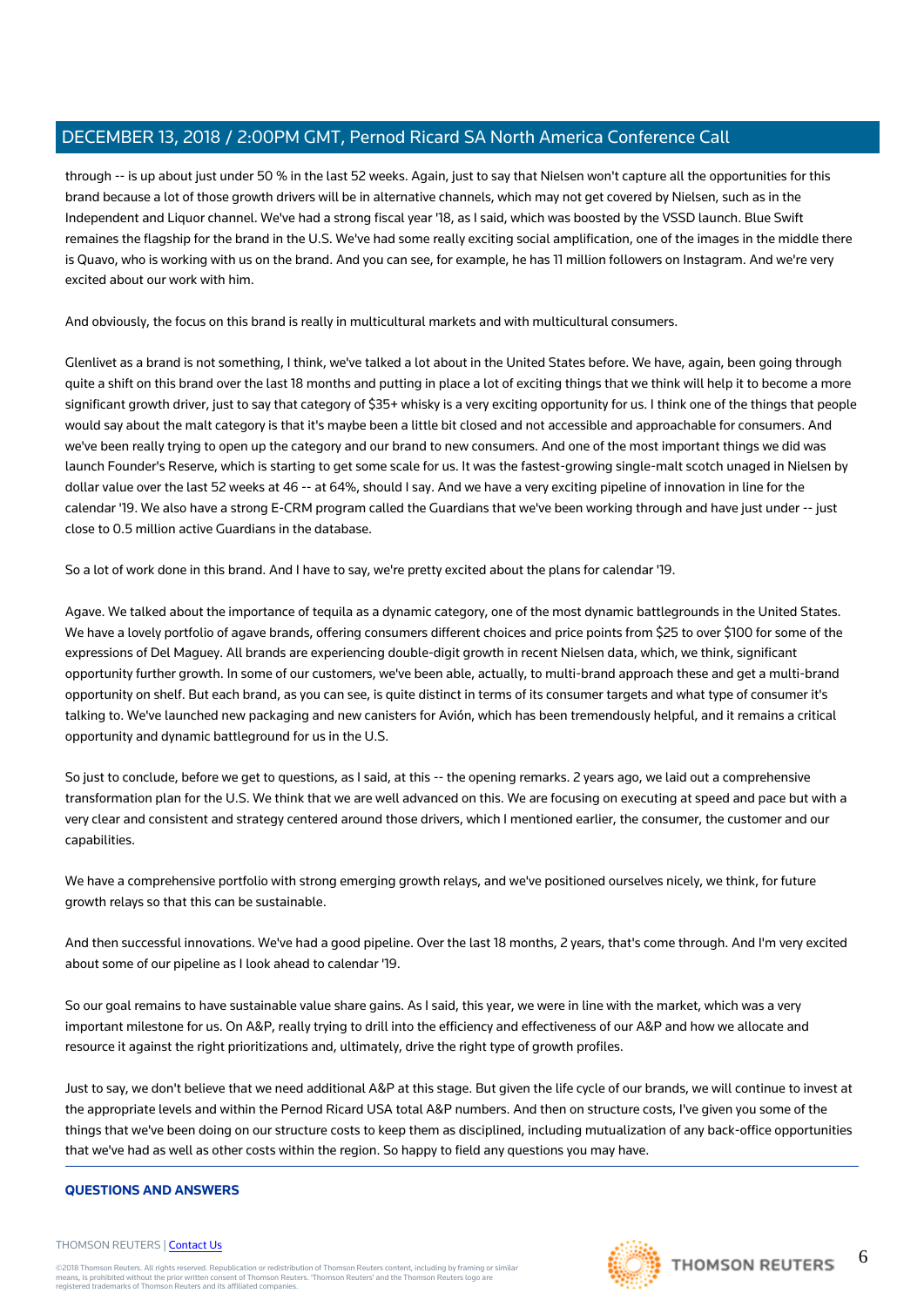through -- is up about just under 50 % in the last 52 weeks. Again, just to say that Nielsen won't capture all the opportunities for this brand because a lot of those growth drivers will be in alternative channels, which may not get covered by Nielsen, such as in the Independent and Liquor channel. We've had a strong fiscal year '18, as I said, which was boosted by the VSSD launch. Blue Swift remaines the flagship for the brand in the U.S. We've had some really exciting social amplification, one of the images in the middle there is Quavo, who is working with us on the brand. And you can see, for example, he has 11 million followers on Instagram. And we're very excited about our work with him.

And obviously, the focus on this brand is really in multicultural markets and with multicultural consumers.

Glenlivet as a brand is not something, I think, we've talked a lot about in the United States before. We have, again, been going through quite a shift on this brand over the last 18 months and putting in place a lot of exciting things that we think will help it to become a more significant growth driver, just to say that category of $35+ whisky is a very exciting opportunity for us. I think one of the things that people would say about the malt category is that it's maybe been a little bit closed and not accessible and approachable for consumers. And we've been really trying to open up the category and our brand to new consumers. And one of the most important things we did was launch Founder's Reserve, which is starting to get some scale for us. It was the fastest-growing single-malt scotch unaged in Nielsen by dollar value over the last 52 weeks at 46 -- at 64%, should I say. And we have a very exciting pipeline of innovation in line for the calendar '19. We also have a strong E-CRM program called the Guardians that we've been working through and have just under -- just close to 0.5 million active Guardians in the database.

So a lot of work done in this brand. And I have to say, we're pretty excited about the plans for calendar '19.

Agave. We talked about the importance of tequila as a dynamic category, one of the most dynamic battlegrounds in the United States. We have a lovely portfolio of agave brands, offering consumers different choices and price points from $25 to over $100 for some of the expressions of Del Maguey. All brands are experiencing double-digit growth in recent Nielsen data, which, we think, significant opportunity further growth. In some of our customers, we've been able, actually, to multi-brand approach these and get a multi-brand opportunity on shelf. But each brand, as you can see, is quite distinct in terms of its consumer targets and what type of consumer it's talking to. We've launched new packaging and new canisters for Avión, which has been tremendously helpful, and it remains a critical opportunity and dynamic battleground for us in the U.S.

So just to conclude, before we get to questions, as I said, at this -- the opening remarks. 2 years ago, we laid out a comprehensive transformation plan for the U.S. We think that we are well advanced on this. We are focusing on executing at speed and pace but with a very clear and consistent and strategy centered around those drivers, which I mentioned earlier, the consumer, the customer and our capabilities.

We have a comprehensive portfolio with strong emerging growth relays, and we've positioned ourselves nicely, we think, for future growth relays so that this can be sustainable.

And then successful innovations. We've had a good pipeline. Over the last 18 months, 2 years, that's come through. And I'm very excited about some of our pipeline as I look ahead to calendar '19.

So our goal remains to have sustainable value share gains. As I said, this year, we were in line with the market, which was a very important milestone for us. On A&P, really trying to drill into the efficiency and effectiveness of our A&P and how we allocate and resource it against the right prioritizations and, ultimately, drive the right type of growth profiles.

Just to say, we don't believe that we need additional A&P at this stage. But given the life cycle of our brands, we will continue to invest at the appropriate levels and within the Pernod Ricard USA total A&P numbers. And then on structure costs, I've given you some of the things that we've been doing on our structure costs to keep them as disciplined, including mutualization of any back-office opportunities that we've had as well as other costs within the region. So happy to field any questions you may have.

## QUESTIONS AND ANSWERS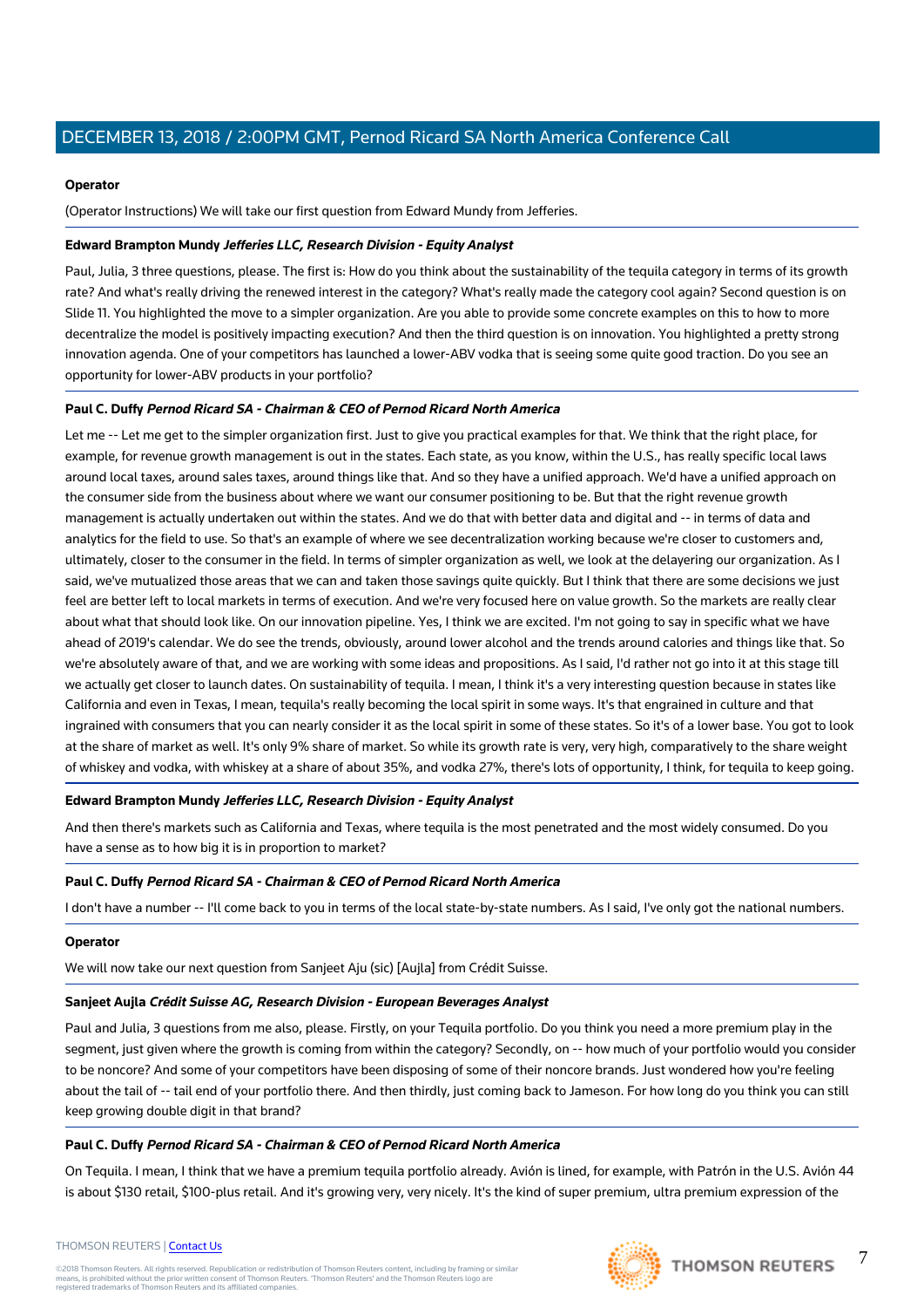**Operator**

(Operator Instructions) We will take our first question from Edward Mundy from Jefferies.

**Edward Brampton Mundy** ***Jefferies LLC, Research Division - Equity Analyst***

Paul, Julia, 3 three questions, please. The first is: How do you think about the sustainability of the tequila category in terms of its growth rate? And what's really driving the renewed interest in the category? What's really made the category cool again? Second question is on Slide 11. You highlighted the move to a simpler organization. Are you able to provide some concrete examples on this to how to more decentralize the model is positively impacting execution? And then the third question is on innovation. You highlighted a pretty strong innovation agenda. One of your competitors has launched a lower-ABV vodka that is seeing some quite good traction. Do you see an opportunity for lower-ABV products in your portfolio?

**Paul C. Duffy** ***Pernod Ricard SA - Chairman & CEO of Pernod Ricard North America***

Let me -- Let me get to the simpler organization first. Just to give you practical examples for that. We think that the right place, for example, for revenue growth management is out in the states. Each state, as you know, within the U.S., has really specific local laws around local taxes, around sales taxes, around things like that. And so they have a unified approach. We'd have a unified approach on the consumer side from the business about where we want our consumer positioning to be. But that the right revenue growth management is actually undertaken out within the states. And we do that with better data and digital and -- in terms of data and analytics for the field to use. So that's an example of where we see decentralization working because we're closer to customers and, ultimately, closer to the consumer in the field. In terms of simpler organization as well, we look at the delayering our organization. As I said, we've mutualized those areas that we can and taken those savings quite quickly. But I think that there are some decisions we just feel are better left to local markets in terms of execution. And we're very focused here on value growth. So the markets are really clear about what that should look like. On our innovation pipeline. Yes, I think we are excited. I'm not going to say in specific what we have ahead of 2019's calendar. We do see the trends, obviously, around lower alcohol and the trends around calories and things like that. So we're absolutely aware of that, and we are working with some ideas and propositions. As I said, I'd rather not go into it at this stage till we actually get closer to launch dates. On sustainability of tequila. I mean, I think it's a very interesting question because in states like California and even in Texas, I mean, tequila's really becoming the local spirit in some ways. It's that engrained in culture and that ingrained with consumers that you can nearly consider it as the local spirit in some of these states. So it's of a lower base. You got to look at the share of market as well. It's only 9% share of market. So while its growth rate is very, very high, comparatively to the share weight of whiskey and vodka, with whiskey at a share of about 35%, and vodka 27%, there's lots of opportunity, I think, for tequila to keep going.

**Edward Brampton Mundy** ***Jefferies LLC, Research Division - Equity Analyst***

And then there's markets such as California and Texas, where tequila is the most penetrated and the most widely consumed. Do you have a sense as to how big it is in proportion to market?

**Paul C. Duffy** ***Pernod Ricard SA - Chairman & CEO of Pernod Ricard North America***

I don't have a number -- I'll come back to you in terms of the local state-by-state numbers. As I said, I've only got the national numbers.

**Operator**

We will now take our next question from Sanjeet Aju (sic) [Aujla] from Crédit Suisse.

**Sanjeet Aujla** ***Crédit Suisse AG, Research Division - European Beverages Analyst***

Paul and Julia, 3 questions from me also, please. Firstly, on your Tequila portfolio. Do you think you need a more premium play in the segment, just given where the growth is coming from within the category? Secondly, on -- how much of your portfolio would you consider to be noncore? And some of your competitors have been disposing of some of their noncore brands. Just wondered how you're feeling about the tail of -- tail end of your portfolio there. And then thirdly, just coming back to Jameson. For how long do you think you can still keep growing double digit in that brand?

**Paul C. Duffy** ***Pernod Ricard SA - Chairman & CEO of Pernod Ricard North America***

On Tequila. I mean, I think that we have a premium tequila portfolio already. Avión is lined, for example, with Patrón in the U.S. Avión 44 is about $130 retail, $100-plus retail. And it's growing very, very nicely. It's the kind of super premium, ultra premium expression of the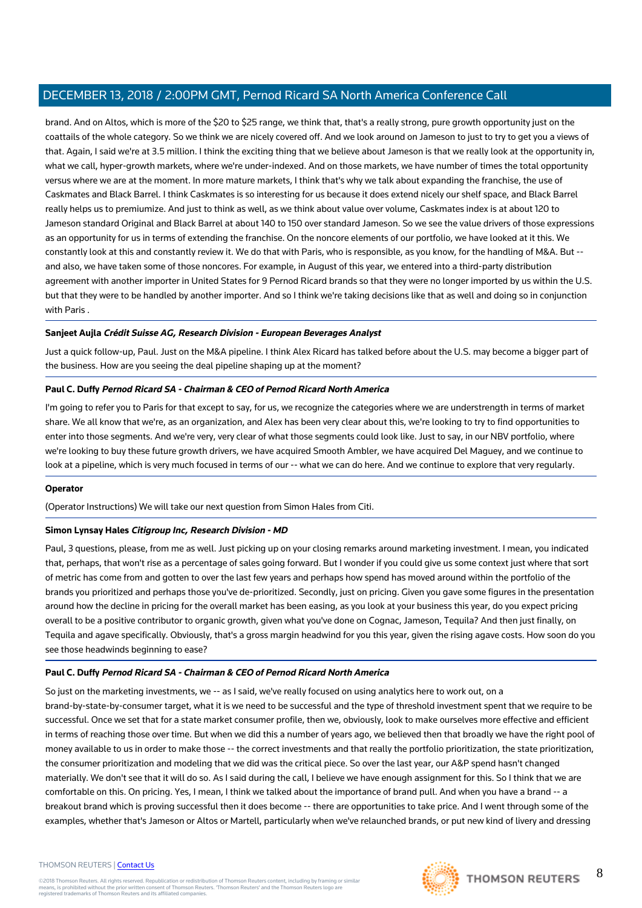brand. And on Altos, which is more of the $20 to $25 range, we think that, that's a really strong, pure growth opportunity just on the coattails of the whole category. So we think we are nicely covered off. And we look around on Jameson to just to try to get you a views of that. Again, I said we're at 3.5 million. I think the exciting thing that we believe about Jameson is that we really look at the opportunity in, what we call, hyper-growth markets, where we're under-indexed. And on those markets, we have number of times the total opportunity versus where we are at the moment. In more mature markets, I think that's why we talk about expanding the franchise, the use of Caskmates and Black Barrel. I think Caskmates is so interesting for us because it does extend nicely our shelf space, and Black Barrel really helps us to premiumize. And just to think as well, as we think about value over volume, Caskmates index is at about 120 to Jameson standard Original and Black Barrel at about 140 to 150 over standard Jameson. So we see the value drivers of those expressions as an opportunity for us in terms of extending the franchise. On the noncore elements of our portfolio, we have looked at it this. We constantly look at this and constantly review it. We do that with Paris, who is responsible, as you know, for the handling of M&A. But -- and also, we have taken some of those noncores. For example, in August of this year, we entered into a third-party distribution agreement with another importer in United States for 9 Pernod Ricard brands so that they were no longer imported by us within the U.S. but that they were to be handled by another importer. And so I think we're taking decisions like that as well and doing so in conjunction with Paris .

**Sanjeet Aujla** ***Crédit Suisse AG, Research Division - European Beverages Analyst***

Just a quick follow-up, Paul. Just on the M&A pipeline. I think Alex Ricard has talked before about the U.S. may become a bigger part of the business. How are you seeing the deal pipeline shaping up at the moment?

**Paul C. Duffy** ***Pernod Ricard SA - Chairman & CEO of Pernod Ricard North America***

I'm going to refer you to Paris for that except to say, for us, we recognize the categories where we are understrength in terms of market share. We all know that we're, as an organization, and Alex has been very clear about this, we're looking to try to find opportunities to enter into those segments. And we're very, very clear of what those segments could look like. Just to say, in our NBV portfolio, where we're looking to buy these future growth drivers, we have acquired Smooth Ambler, we have acquired Del Maguey, and we continue to look at a pipeline, which is very much focused in terms of our -- what we can do here. And we continue to explore that very regularly.

**Operator**

(Operator Instructions) We will take our next question from Simon Hales from Citi.

**Simon Lynsay Hales** ***Citigroup Inc, Research Division - MD***

Paul, 3 questions, please, from me as well. Just picking up on your closing remarks around marketing investment. I mean, you indicated that, perhaps, that won't rise as a percentage of sales going forward. But I wonder if you could give us some context just where that sort of metric has come from and gotten to over the last few years and perhaps how spend has moved around within the portfolio of the brands you prioritized and perhaps those you've de-prioritized. Secondly, just on pricing. Given you gave some figures in the presentation around how the decline in pricing for the overall market has been easing, as you look at your business this year, do you expect pricing overall to be a positive contributor to organic growth, given what you've done on Cognac, Jameson, Tequila? And then just finally, on Tequila and agave specifically. Obviously, that's a gross margin headwind for you this year, given the rising agave costs. How soon do you see those headwinds beginning to ease?

**Paul C. Duffy** ***Pernod Ricard SA - Chairman & CEO of Pernod Ricard North America***

So just on the marketing investments, we -- as I said, we've really focused on using analytics here to work out, on a brand-by-state-by-consumer target, what it is we need to be successful and the type of threshold investment spent that we require to be successful. Once we set that for a state market consumer profile, then we, obviously, look to make ourselves more effective and efficient in terms of reaching those over time. But when we did this a number of years ago, we believed then that broadly we have the right pool of money available to us in order to make those -- the correct investments and that really the portfolio prioritization, the state prioritization, the consumer prioritization and modeling that we did was the critical piece. So over the last year, our A&P spend hasn't changed materially. We don't see that it will do so. As I said during the call, I believe we have enough assignment for this. So I think that we are comfortable on this. On pricing. Yes, I mean, I think we talked about the importance of brand pull. And when you have a brand -- a breakout brand which is proving successful then it does become -- there are opportunities to take price. And I went through some of the examples, whether that's Jameson or Altos or Martell, particularly when we've relaunched brands, or put new kind of livery and dressing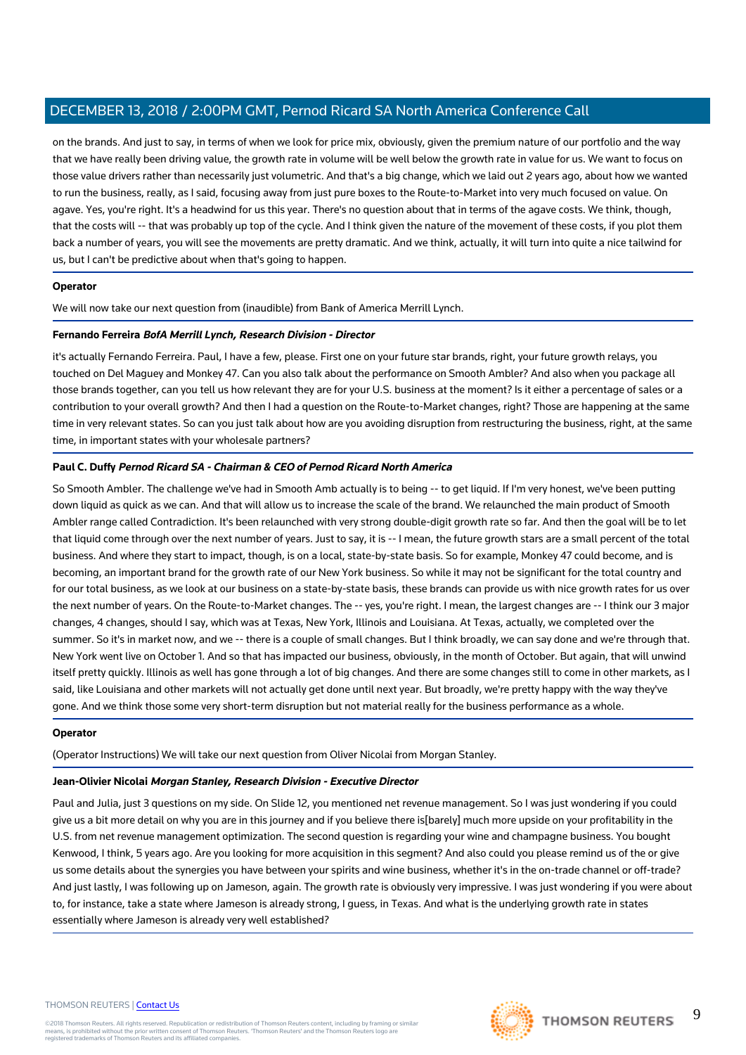on the brands. And just to say, in terms of when we look for price mix, obviously, given the premium nature of our portfolio and the way that we have really been driving value, the growth rate in volume will be well below the growth rate in value for us. We want to focus on those value drivers rather than necessarily just volumetric. And that's a big change, which we laid out 2 years ago, about how we wanted to run the business, really, as I said, focusing away from just pure boxes to the Route-to-Market into very much focused on value. On agave. Yes, you're right. It's a headwind for us this year. There's no question about that in terms of the agave costs. We think, though, that the costs will -- that was probably up top of the cycle. And I think given the nature of the movement of these costs, if you plot them back a number of years, you will see the movements are pretty dramatic. And we think, actually, it will turn into quite a nice tailwind for us, but I can't be predictive about when that's going to happen.

**Operator**

We will now take our next question from (inaudible) from Bank of America Merrill Lynch.

**Fernando Ferreira** ***BofA Merrill Lynch, Research Division - Director***

it's actually Fernando Ferreira. Paul, I have a few, please. First one on your future star brands, right, your future growth relays, you touched on Del Maguey and Monkey 47. Can you also talk about the performance on Smooth Ambler? And also when you package all those brands together, can you tell us how relevant they are for your U.S. business at the moment? Is it either a percentage of sales or a contribution to your overall growth? And then I had a question on the Route-to-Market changes, right? Those are happening at the same time in very relevant states. So can you just talk about how are you avoiding disruption from restructuring the business, right, at the same time, in important states with your wholesale partners?

**Paul C. Duffy** ***Pernod Ricard SA - Chairman & CEO of Pernod Ricard North America***

So Smooth Ambler. The challenge we've had in Smooth Amb actually is to being -- to get liquid. If I'm very honest, we've been putting down liquid as quick as we can. And that will allow us to increase the scale of the brand. We relaunched the main product of Smooth Ambler range called Contradiction. It's been relaunched with very strong double-digit growth rate so far. And then the goal will be to let that liquid come through over the next number of years. Just to say, it is -- I mean, the future growth stars are a small percent of the total business. And where they start to impact, though, is on a local, state-by-state basis. So for example, Monkey 47 could become, and is becoming, an important brand for the growth rate of our New York business. So while it may not be significant for the total country and for our total business, as we look at our business on a state-by-state basis, these brands can provide us with nice growth rates for us over the next number of years. On the Route-to-Market changes. The -- yes, you're right. I mean, the largest changes are -- I think our 3 major changes, 4 changes, should I say, which was at Texas, New York, Illinois and Louisiana. At Texas, actually, we completed over the summer. So it's in market now, and we -- there is a couple of small changes. But I think broadly, we can say done and we're through that. New York went live on October 1. And so that has impacted our business, obviously, in the month of October. But again, that will unwind itself pretty quickly. Illinois as well has gone through a lot of big changes. And there are some changes still to come in other markets, as I said, like Louisiana and other markets will not actually get done until next year. But broadly, we're pretty happy with the way they've gone. And we think those some very short-term disruption but not material really for the business performance as a whole.

**Operator**

(Operator Instructions) We will take our next question from Oliver Nicolai from Morgan Stanley.

**Jean-Olivier Nicolai** ***Morgan Stanley, Research Division - Executive Director***

Paul and Julia, just 3 questions on my side. On Slide 12, you mentioned net revenue management. So I was just wondering if you could give us a bit more detail on why you are in this journey and if you believe there is[barely] much more upside on your profitability in the U.S. from net revenue management optimization. The second question is regarding your wine and champagne business. You bought Kenwood, I think, 5 years ago. Are you looking for more acquisition in this segment? And also could you please remind us of the or give us some details about the synergies you have between your spirits and wine business, whether it's in the on-trade channel or off-trade? And just lastly, I was following up on Jameson, again. The growth rate is obviously very impressive. I was just wondering if you were about to, for instance, take a state where Jameson is already strong, I guess, in Texas. And what is the underlying growth rate in states essentially where Jameson is already very well established?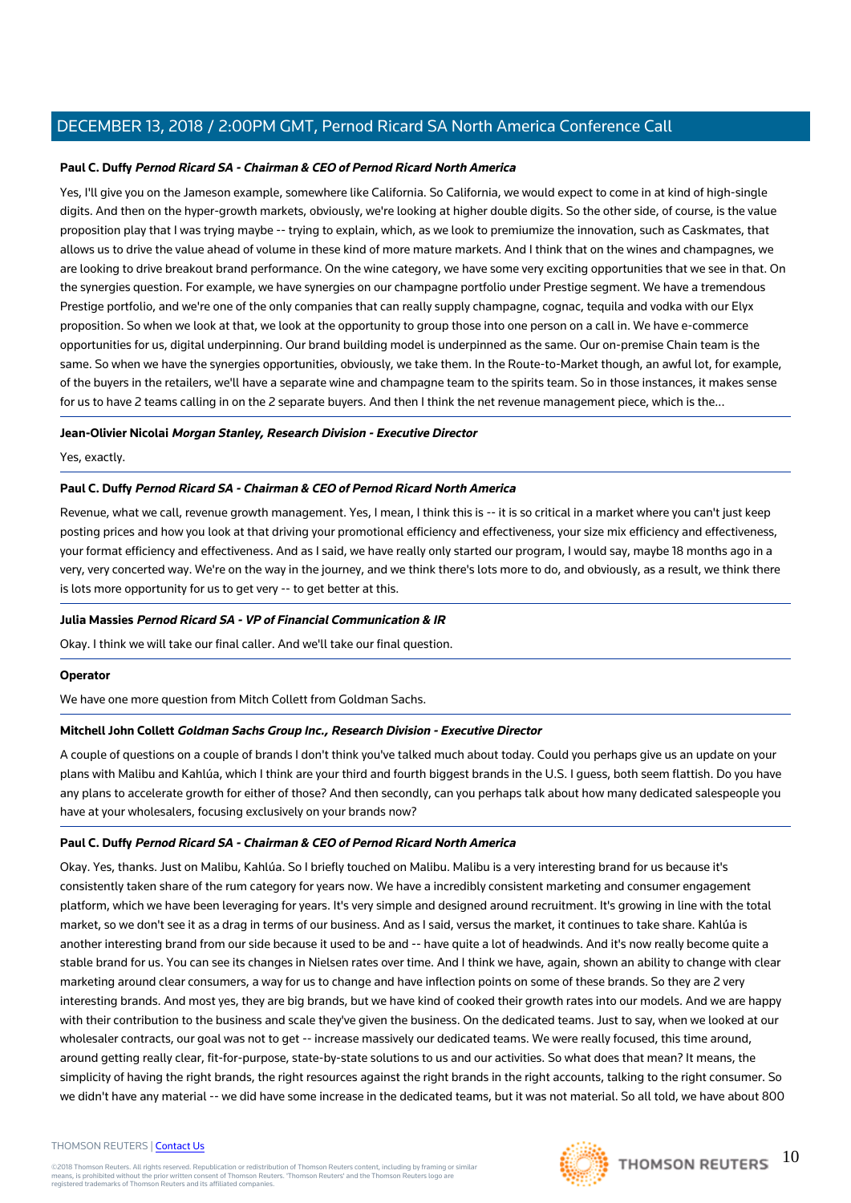**Paul C. Duffy** ***Pernod Ricard SA - Chairman & CEO of Pernod Ricard North America***

Yes, I'll give you on the Jameson example, somewhere like California. So California, we would expect to come in at kind of high-single digits. And then on the hyper-growth markets, obviously, we're looking at higher double digits. So the other side, of course, is the value proposition play that I was trying maybe -- trying to explain, which, as we look to premiumize the innovation, such as Caskmates, that allows us to drive the value ahead of volume in these kind of more mature markets. And I think that on the wines and champagnes, we are looking to drive breakout brand performance. On the wine category, we have some very exciting opportunities that we see in that. On the synergies question. For example, we have synergies on our champagne portfolio under Prestige segment. We have a tremendous Prestige portfolio, and we're one of the only companies that can really supply champagne, cognac, tequila and vodka with our Elyx proposition. So when we look at that, we look at the opportunity to group those into one person on a call in. We have e-commerce opportunities for us, digital underpinning. Our brand building model is underpinned as the same. Our on-premise Chain team is the same. So when we have the synergies opportunities, obviously, we take them. In the Route-to-Market though, an awful lot, for example, of the buyers in the retailers, we'll have a separate wine and champagne team to the spirits team. So in those instances, it makes sense for us to have 2 teams calling in on the 2 separate buyers. And then I think the net revenue management piece, which is the...

**Jean-Olivier Nicolai** ***Morgan Stanley, Research Division - Executive Director***

Yes, exactly.

**Paul C. Duffy** ***Pernod Ricard SA - Chairman & CEO of Pernod Ricard North America***

Revenue, what we call, revenue growth management. Yes, I mean, I think this is -- it is so critical in a market where you can't just keep posting prices and how you look at that driving your promotional efficiency and effectiveness, your size mix efficiency and effectiveness, your format efficiency and effectiveness. And as I said, we have really only started our program, I would say, maybe 18 months ago in a very, very concerted way. We're on the way in the journey, and we think there's lots more to do, and obviously, as a result, we think there is lots more opportunity for us to get very -- to get better at this.

**Julia Massies** ***Pernod Ricard SA - VP of Financial Communication & IR***

Okay. I think we will take our final caller. And we'll take our final question.

**Operator**

We have one more question from Mitch Collett from Goldman Sachs.

**Mitchell John Collett** ***Goldman Sachs Group Inc., Research Division - Executive Director***

A couple of questions on a couple of brands I don't think you've talked much about today. Could you perhaps give us an update on your plans with Malibu and Kahlúa, which I think are your third and fourth biggest brands in the U.S. I guess, both seem flattish. Do you have any plans to accelerate growth for either of those? And then secondly, can you perhaps talk about how many dedicated salespeople you have at your wholesalers, focusing exclusively on your brands now?

**Paul C. Duffy** ***Pernod Ricard SA - Chairman & CEO of Pernod Ricard North America***

Okay. Yes, thanks. Just on Malibu, Kahlúa. So I briefly touched on Malibu. Malibu is a very interesting brand for us because it's consistently taken share of the rum category for years now. We have a incredibly consistent marketing and consumer engagement platform, which we have been leveraging for years. It's very simple and designed around recruitment. It's growing in line with the total market, so we don't see it as a drag in terms of our business. And as I said, versus the market, it continues to take share. Kahlúa is another interesting brand from our side because it used to be and -- have quite a lot of headwinds. And it's now really become quite a stable brand for us. You can see its changes in Nielsen rates over time. And I think we have, again, shown an ability to change with clear marketing around clear consumers, a way for us to change and have inflection points on some of these brands. So they are 2 very interesting brands. And most yes, they are big brands, but we have kind of cooked their growth rates into our models. And we are happy with their contribution to the business and scale they've given the business. On the dedicated teams. Just to say, when we looked at our wholesaler contracts, our goal was not to get -- increase massively our dedicated teams. We were really focused, this time around, around getting really clear, fit-for-purpose, state-by-state solutions to us and our activities. So what does that mean? It means, the simplicity of having the right brands, the right resources against the right brands in the right accounts, talking to the right consumer. So we didn't have any material -- we did have some increase in the dedicated teams, but it was not material. So all told, we have about 800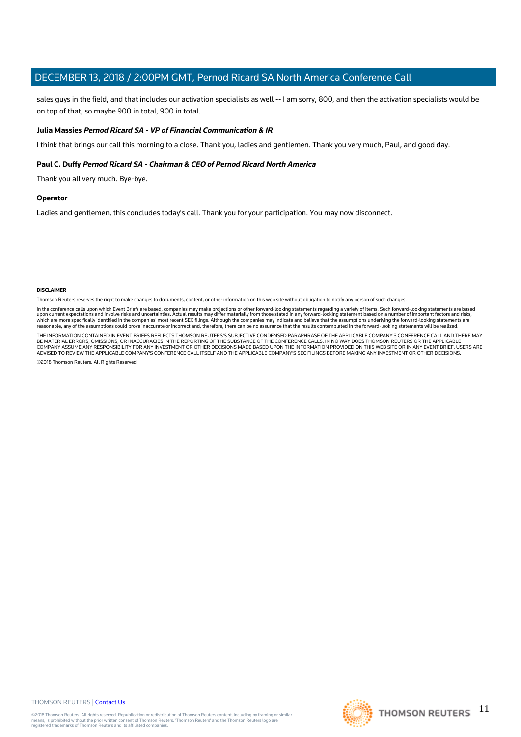sales guys in the field, and that includes our activation specialists as well -- I am sorry, 800, and then the activation specialists would be on top of that, so maybe 900 in total, 900 in total.

**Julia Massies** ***Pernod Ricard SA - VP of Financial Communication & IR***

I think that brings our call this morning to a close. Thank you, ladies and gentlemen. Thank you very much, Paul, and good day.

**Paul C. Duffy** ***Pernod Ricard SA - Chairman & CEO of Pernod Ricard North America***

Thank you all very much. Bye-bye.

**Operator**

Ladies and gentlemen, this concludes today's call. Thank you for your participation. You may now disconnect.

**DISCLAIMER**

Thomson Reuters reserves the right to make changes to documents, content, or other information on this web site without obligation to notify any person of such changes.

In the conference calls upon which Event Briefs are based, companies may make projections or other forward-looking statements regarding a variety of items. Such forward-looking statements are based upon current expectations and involve risks and uncertainties. Actual results may differ materially from those stated in any forward-looking statement based on a number of important factors and risks, which are more specifically identified in the companies' most recent SEC filings. Although the companies may indicate and believe that the assumptions underlying the forward-looking statements are reasonable, any of the assumptions could prove inaccurate or incorrect and, therefore, there can be no assurance that the results contemplated in the forward-looking statements will be realized.

THE INFORMATION CONTAINED IN EVENT BRIEFS REFLECTS THOMSON REUTERS'S SUBJECTIVE CONDENSED PARAPHRASE OF THE APPLICABLE COMPANY'S CONFERENCE CALL AND THERE MAY BE MATERIAL ERRORS, OMISSIONS, OR INACCURACIES IN THE REPORTING OF THE SUBSTANCE OF THE CONFERENCE CALLS. IN NO WAY DOES THOMSON REUTERS OR THE APPLICABLE COMPANY ASSUME ANY RESPONSIBILITY FOR ANY INVESTMENT OR OTHER DECISIONS MADE BASED UPON THE INFORMATION PROVIDED ON THIS WEB SITE OR IN ANY EVENT BRIEF. USERS ARE ADVISED TO REVIEW THE APPLICABLE COMPANY'S CONFERENCE CALL ITSELF AND THE APPLICABLE COMPANY'S SEC FILINGS BEFORE MAKING ANY INVESTMENT OR OTHER DECISIONS.

©2018 Thomson Reuters. All Rights Reserved.